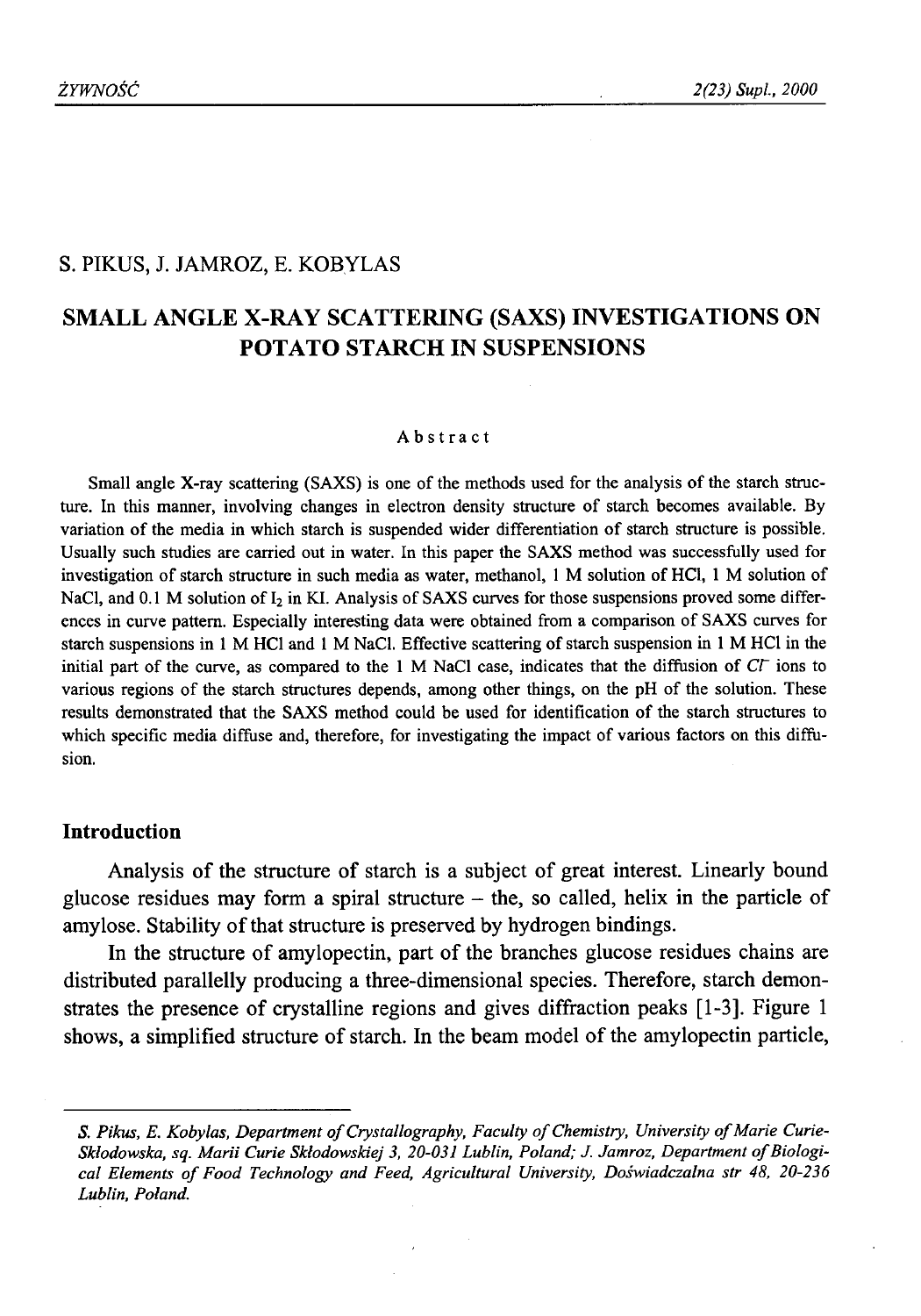S. PIKUS, J. JAMROZ, E. KOBYLAS

# SMALL ANGLE X-RAY SCATTERING (SAXS) INVESTIGATIONS ON POTATO STARCH IN SUSPENSIONS

### Abstract

Small angle X-ray scattering (SAXS) is one of the methods used for the analysis of the starch structure. In this manner, involving changes in electron density structure of starch becomes available. By variation of the media in which starch is suspended wider differentiation of starch structure is possible. Usually such studies are carried out in water. In this paper the SAXS method was successfully used for investigation of starch structure in such media as water, methanol, 1 M solution of HCl, 1 M solution of NaCl, and 0.1 M solution of $I_2$ in KI. Analysis of SAXS curves for those suspensions proved some differences in curve pattern. Especially interesting data were obtained from a comparison of SAXS curves for starch suspensions in 1 M HCl and 1 M NaCl. Effective scattering of starch suspension in 1 M HCl in the initial part of the curve, as compared to the 1 M NaCl case, indicates that the diffusion of $Cl^-$ ions to various regions of the starch structures depends, among other things, on the pH of the solution. These results demonstrated that the SAXS method could be used for identification of the starch structures to which specific media diffuse and, therefore, for investigating the impact of various factors on this diffusion.

## Introduction

Analysis of the structure of starch is a subject of great interest. Linearly bound glucose residues may form a spiral structure – the, so called, helix in the particle of amylose. Stability of that structure is preserved by hydrogen bindings.

In the structure of amylopectin, part of the branches glucose residues chains are distributed parallelly producing a three-dimensional species. Therefore, starch demonstrates the presence of crystalline regions and gives diffraction peaks [1-3]. Figure 1 shows, a simplified structure of starch. In the beam model of the amylopectin particle,

---

*S. Pikus, E. Kobylas, Department of Crystallography, Faculty of Chemistry, University of Marie Curie-Skłodowska, sq. Marii Curie Skłodowskiej 3, 20-031 Lublin, Poland; J. Jamroz, Department of Biological Elements of Food Technology and Feed, Agricultural University, Doświadczalna str 48, 20-236 Lublin, Poland.*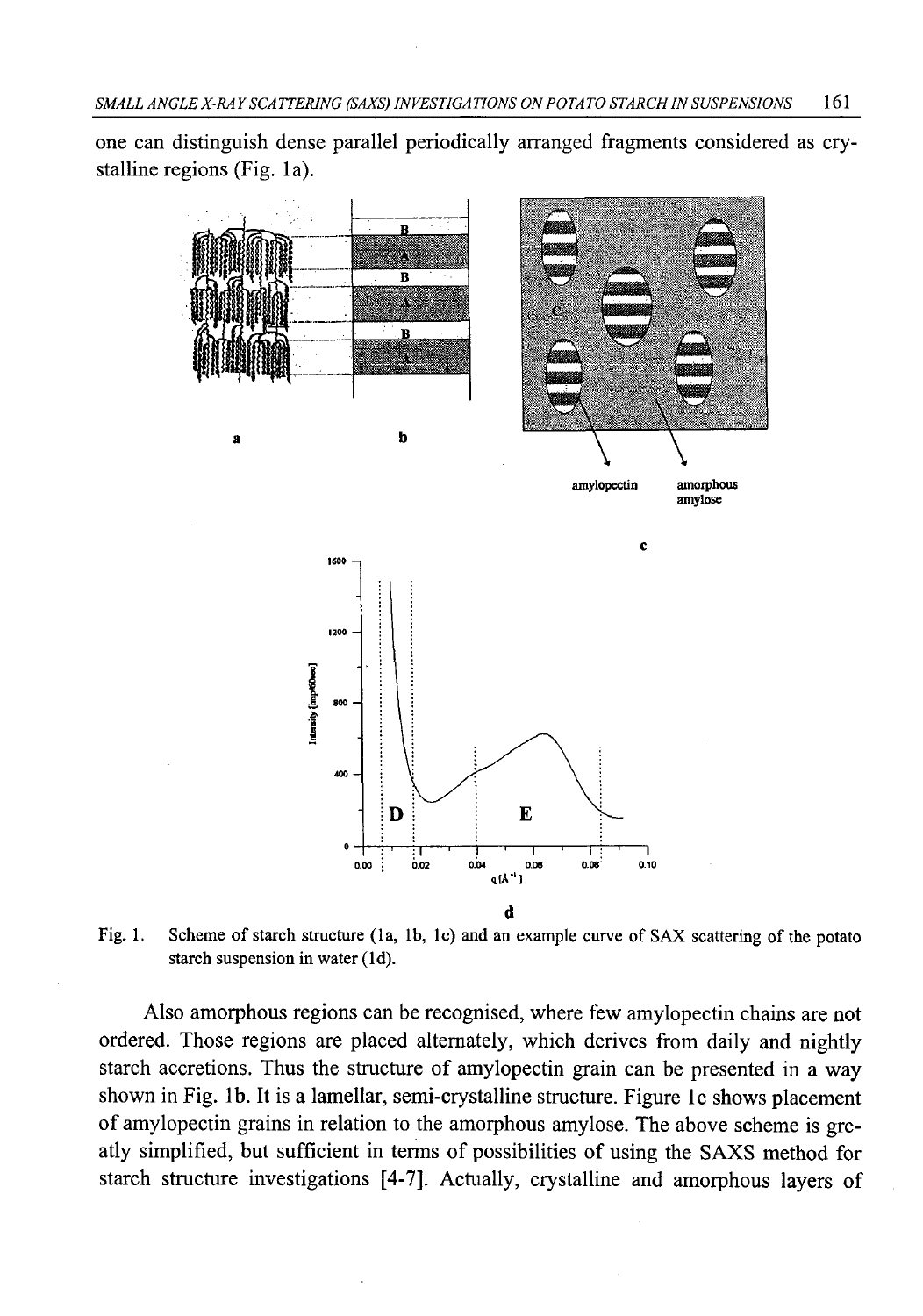one can distinguish dense parallel periodically arranged fragments considered as crystalline regions (Fig. 1a).

Fig. 1. Scheme of starch structure (1a, 1b, 1c) and an example curve of SAX scattering of the potato starch suspension in water (1d).

Also amorphous regions can be recognised, where few amylopectin chains are not ordered. Those regions are placed alternately, which derives from daily and nightly starch accretions. Thus the structure of amylopectin grain can be presented in a way shown in Fig. 1b. It is a lamellar, semi-crystalline structure. Figure 1c shows placement of amylopectin grains in relation to the amorphous amylose. The above scheme is greatly simplified, but sufficient in terms of possibilities of using the SAXS method for starch structure investigations [4-7]. Actually, crystalline and amorphous layers of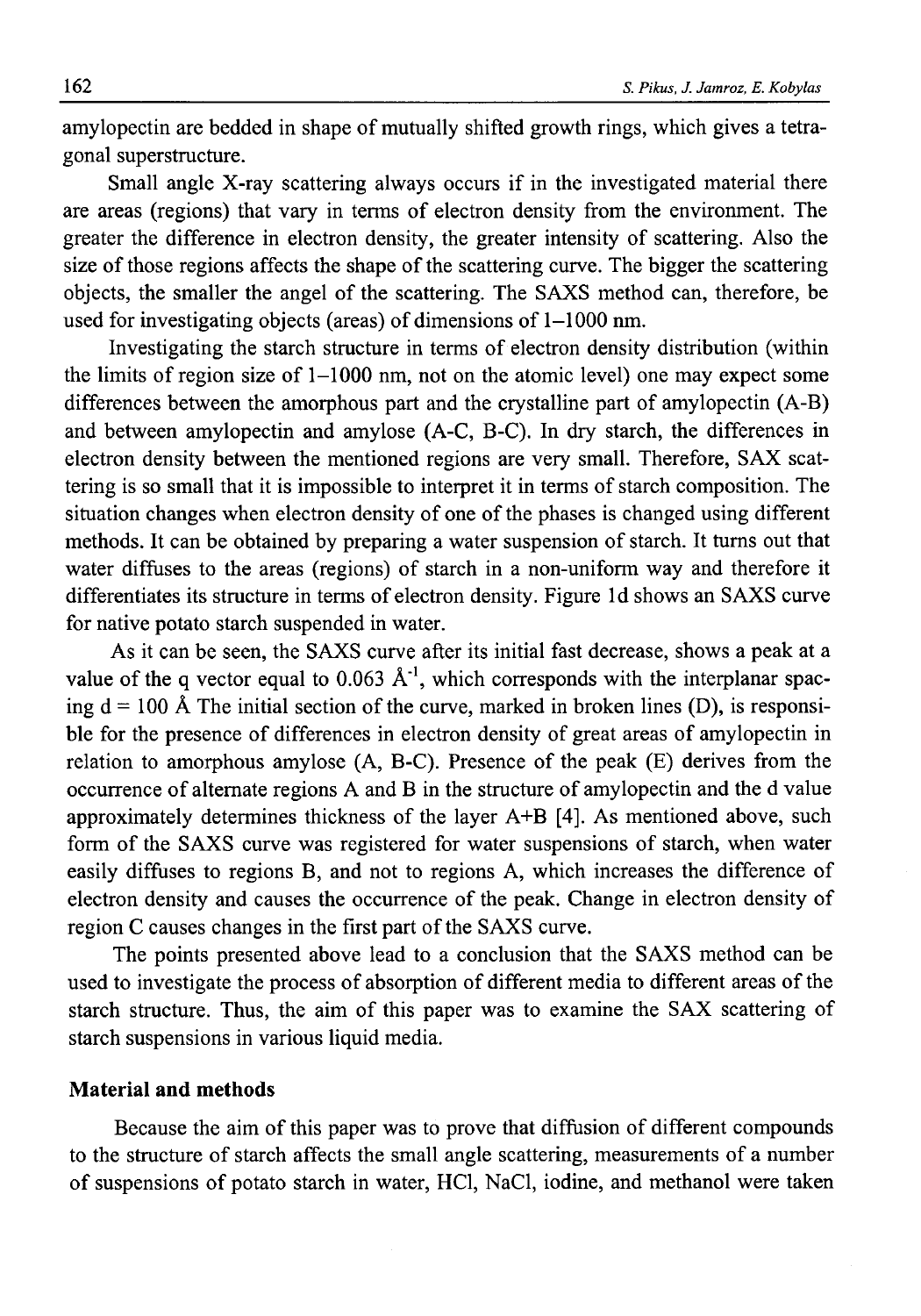amylopectin are bedded in shape of mutually shifted growth rings, which gives a tetragonal superstructure.

Small angle X-ray scattering always occurs if in the investigated material there are areas (regions) that vary in terms of electron density from the environment. The greater the difference in electron density, the greater intensity of scattering. Also the size of those regions affects the shape of the scattering curve. The bigger the scattering objects, the smaller the angel of the scattering. The SAXS method can, therefore, be used for investigating objects (areas) of dimensions of 1–1000 nm.

Investigating the starch structure in terms of electron density distribution (within the limits of region size of 1–1000 nm, not on the atomic level) one may expect some differences between the amorphous part and the crystalline part of amylopectin (A-B) and between amylopectin and amylose (A-C, B-C). In dry starch, the differences in electron density between the mentioned regions are very small. Therefore, SAX scattering is so small that it is impossible to interpret it in terms of starch composition. The situation changes when electron density of one of the phases is changed using different methods. It can be obtained by preparing a water suspension of starch. It turns out that water diffuses to the areas (regions) of starch in a non-uniform way and therefore it differentiates its structure in terms of electron density. Figure 1d shows an SAXS curve for native potato starch suspended in water.

As it can be seen, the SAXS curve after its initial fast decrease, shows a peak at a value of the q vector equal to 0.063 $Å^{-1}$, which corresponds with the interplanar spacing d = 100 Å The initial section of the curve, marked in broken lines (D), is responsible for the presence of differences in electron density of great areas of amylopectin in relation to amorphous amylose (A, B-C). Presence of the peak (E) derives from the occurrence of alternate regions A and B in the structure of amylopectin and the d value approximately determines thickness of the layer A+B [4]. As mentioned above, such form of the SAXS curve was registered for water suspensions of starch, when water easily diffuses to regions B, and not to regions A, which increases the difference of electron density and causes the occurrence of the peak. Change in electron density of region C causes changes in the first part of the SAXS curve.

The points presented above lead to a conclusion that the SAXS method can be used to investigate the process of absorption of different media to different areas of the starch structure. Thus, the aim of this paper was to examine the SAX scattering of starch suspensions in various liquid media.

## Material and methods

Because the aim of this paper was to prove that diffusion of different compounds to the structure of starch affects the small angle scattering, measurements of a number of suspensions of potato starch in water, HCl, NaCl, iodine, and methanol were taken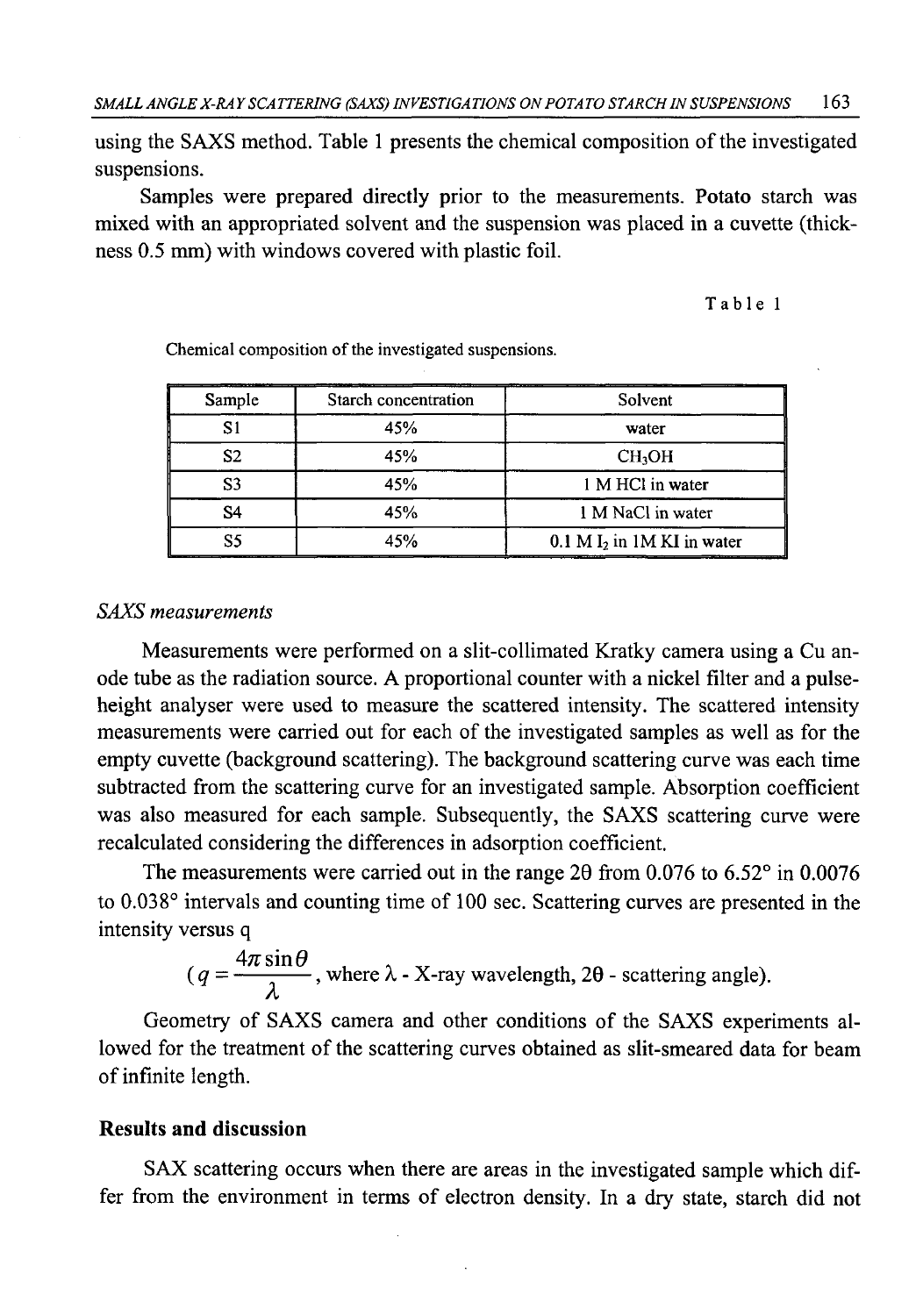using the SAXS method. Table 1 presents the chemical composition of the investigated suspensions.

Samples were prepared directly prior to the measurements. Potato starch was mixed with an appropriated solvent and the suspension was placed in a cuvette (thickness 0.5 mm) with windows covered with plastic foil.

Table 1

Chemical composition of the investigated suspensions.

| Sample | Starch concentration | Solvent |
|---|---|---|
| S1 | 45% | water |
| S2 | 45% | $CH_3OH$ |
| S3 | 45% | 1 M HCl in water |
| S4 | 45% | 1 M NaCl in water |
| S5 | 45% | 0.1 M $I_2$ in 1M KI in water |

*SAXS measurements*

Measurements were performed on a slit-collimated Kratky camera using a Cu anode tube as the radiation source. A proportional counter with a nickel filter and a pulse-height analyser were used to measure the scattered intensity. The scattered intensity measurements were carried out for each of the investigated samples as well as for the empty cuvette (background scattering). The background scattering curve was each time subtracted from the scattering curve for an investigated sample. Absorption coefficient was also measured for each sample. Subsequently, the SAXS scattering curve were recalculated considering the differences in adsorption coefficient.

The measurements were carried out in the range 2θ from 0.076 to 6.52° in 0.0076 to 0.038° intervals and counting time of 100 sec. Scattering curves are presented in the intensity versus q

($q = \dfrac{4\pi \sin\theta}{\lambda}$, where λ - X-ray wavelength, 2θ - scattering angle).

Geometry of SAXS camera and other conditions of the SAXS experiments allowed for the treatment of the scattering curves obtained as slit-smeared data for beam of infinite length.

## Results and discussion

SAX scattering occurs when there are areas in the investigated sample which differ from the environment in terms of electron density. In a dry state, starch did not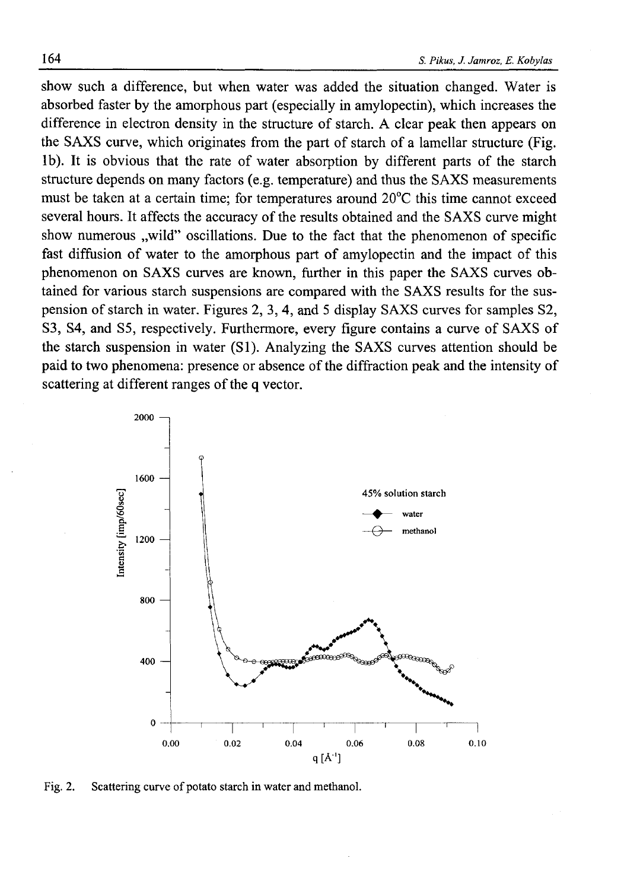show such a difference, but when water was added the situation changed. Water is absorbed faster by the amorphous part (especially in amylopectin), which increases the difference in electron density in the structure of starch. A clear peak then appears on the SAXS curve, which originates from the part of starch of a lamellar structure (Fig. 1b). It is obvious that the rate of water absorption by different parts of the starch structure depends on many factors (e.g. temperature) and thus the SAXS measurements must be taken at a certain time; for temperatures around 20°C this time cannot exceed several hours. It affects the accuracy of the results obtained and the SAXS curve might show numerous „wild" oscillations. Due to the fact that the phenomenon of specific fast diffusion of water to the amorphous part of amylopectin and the impact of this phenomenon on SAXS curves are known, further in this paper the SAXS curves obtained for various starch suspensions are compared with the SAXS results for the suspension of starch in water. Figures 2, 3, 4, and 5 display SAXS curves for samples S2, S3, S4, and S5, respectively. Furthermore, every figure contains a curve of SAXS of the starch suspension in water (S1). Analyzing the SAXS curves attention should be paid to two phenomena: presence or absence of the diffraction peak and the intensity of scattering at different ranges of the q vector.

Fig. 2. Scattering curve of potato starch in water and methanol.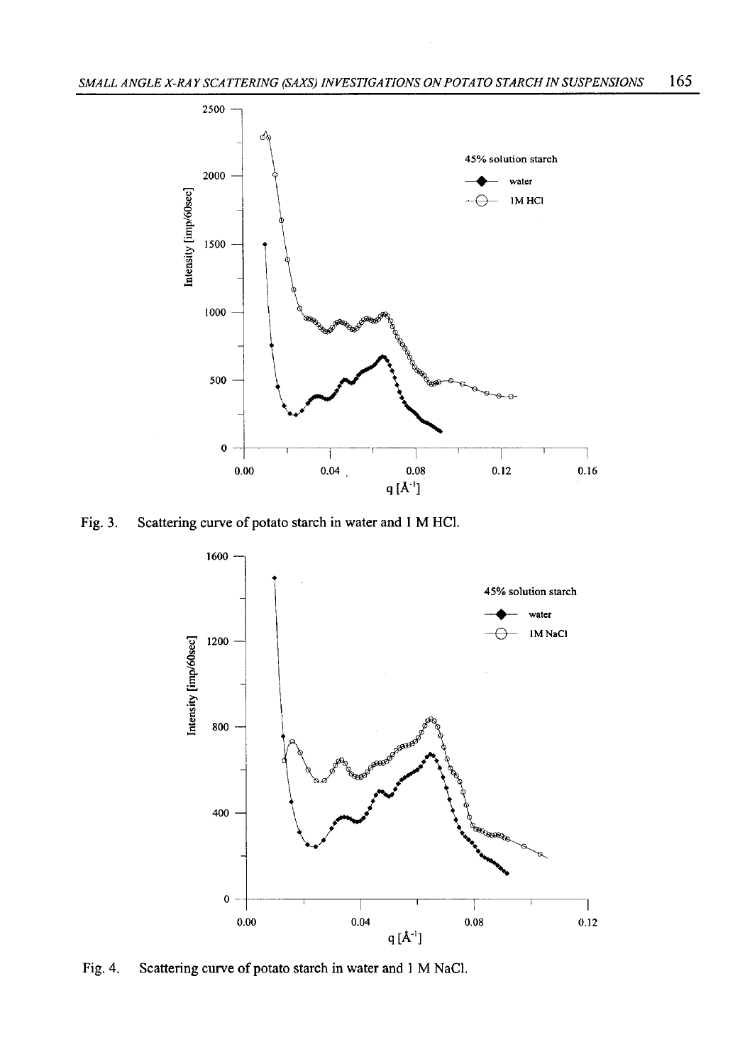Fig. 3. Scattering curve of potato starch in water and 1 M HCl.

Fig. 4. Scattering curve of potato starch in water and 1 M NaCl.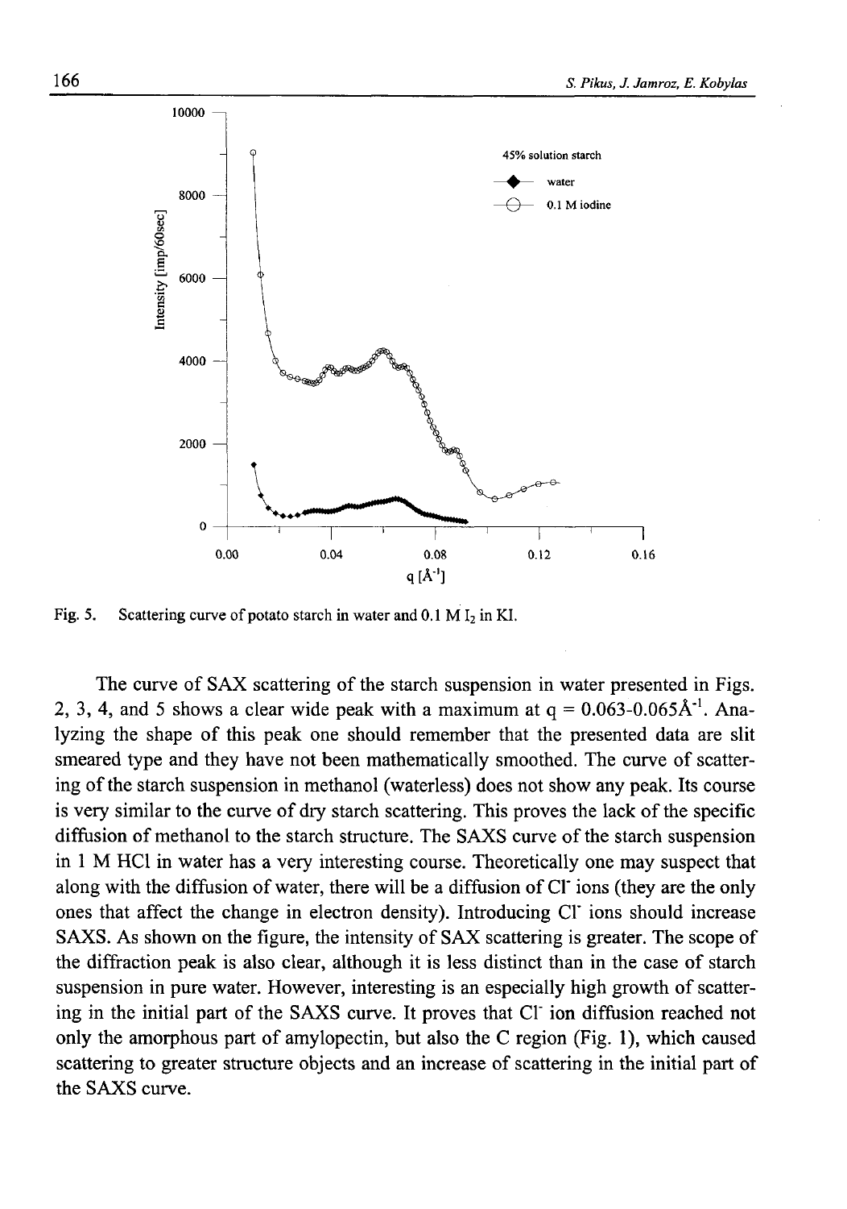Fig. 5. Scattering curve of potato starch in water and 0.1 M $I_2$ in KI.

The curve of SAX scattering of the starch suspension in water presented in Figs. 2, 3, 4, and 5 shows a clear wide peak with a maximum at $q = 0.063\text{-}0.065 Å^{-1}$. Analyzing the shape of this peak one should remember that the presented data are slit smeared type and they have not been mathematically smoothed. The curve of scattering of the starch suspension in methanol (waterless) does not show any peak. Its course is very similar to the curve of dry starch scattering. This proves the lack of the specific diffusion of methanol to the starch structure. The SAXS curve of the starch suspension in 1 M HCl in water has a very interesting course. Theoretically one may suspect that along with the diffusion of water, there will be a diffusion of $Cl^-$ ions (they are the only ones that affect the change in electron density). Introducing $Cl^-$ ions should increase SAXS. As shown on the figure, the intensity of SAX scattering is greater. The scope of the diffraction peak is also clear, although it is less distinct than in the case of starch suspension in pure water. However, interesting is an especially high growth of scattering in the initial part of the SAXS curve. It proves that $Cl^-$ ion diffusion reached not only the amorphous part of amylopectin, but also the C region (Fig. 1), which caused scattering to greater structure objects and an increase of scattering in the initial part of the SAXS curve.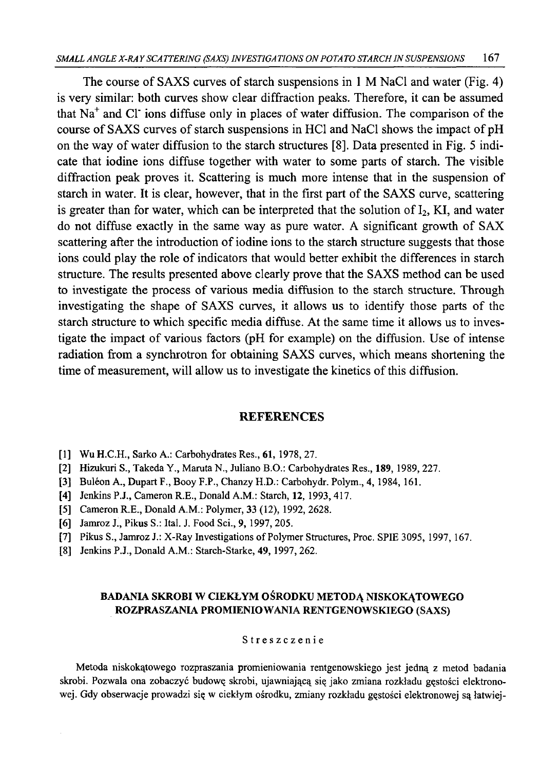The course of SAXS curves of starch suspensions in 1 M NaCl and water (Fig. 4) is very similar: both curves show clear diffraction peaks. Therefore, it can be assumed that $Na^+$ and $Cl^-$ ions diffuse only in places of water diffusion. The comparison of the course of SAXS curves of starch suspensions in HCl and NaCl shows the impact of pH on the way of water diffusion to the starch structures [8]. Data presented in Fig. 5 indicate that iodine ions diffuse together with water to some parts of starch. The visible diffraction peak proves it. Scattering is much more intense that in the suspension of starch in water. It is clear, however, that in the first part of the SAXS curve, scattering is greater than for water, which can be interpreted that the solution of $I_2$, KI, and water do not diffuse exactly in the same way as pure water. A significant growth of SAX scattering after the introduction of iodine ions to the starch structure suggests that those ions could play the role of indicators that would better exhibit the differences in starch structure. The results presented above clearly prove that the SAXS method can be used to investigate the process of various media diffusion to the starch structure. Through investigating the shape of SAXS curves, it allows us to identify those parts of the starch structure to which specific media diffuse. At the same time it allows us to investigate the impact of various factors (pH for example) on the diffusion. Use of intense radiation from a synchrotron for obtaining SAXS curves, which means shortening the time of measurement, will allow us to investigate the kinetics of this diffusion.

## REFERENCES

[1] Wu H.C.H., Sarko A.: Carbohydrates Res., **61**, 1978, 27.
[2] Hizukuri S., Takeda Y., Maruta N., Juliano B.O.: Carbohydrates Res., **189**, 1989, 227.
[3] Buléon A., Dupart F., Booy F.P., Chanzy H.D.: Carbohydr. Polym., 4, 1984, 161.
[4] Jenkins P.J., Cameron R.E., Donald A.M.: Starch, **12**, 1993, 417.
[5] Cameron R.E., Donald A.M.: Polymer, **33** (12), 1992, 2628.
[6] Jamroz J., Pikus S.: Ital. J. Food Sci., **9**, 1997, 205.
[7] Pikus S., Jamroz J.: X-Ray Investigations of Polymer Structures, Proc. SPIE 3095, 1997, 167.
[8] Jenkins P.J., Donald A.M.: Starch-Starke, **49**, 1997, 262.

## BADANIA SKROBI W CIEKŁYM OŚRODKU METODĄ NISKOKĄTOWEGO ROZPRASZANIA PROMIENIOWANIA RENTGENOWSKIEGO (SAXS)

### Streszczenie

Metoda niskokątowego rozpraszania promieniowania rentgenowskiego jest jedną z metod badania skrobi. Pozwala ona zobaczyć budowę skrobi, ujawniającą się jako zmiana rozkładu gęstości elektronowej. Gdy obserwacje prowadzi się w ciekłym ośrodku, zmiany rozkładu gęstości elektronowej są łatwiej-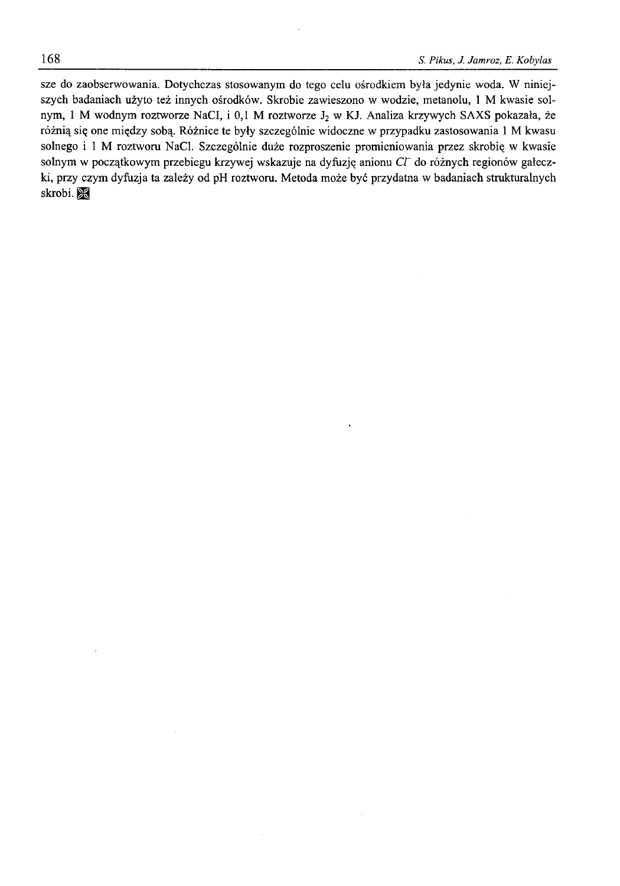sze do zaobserwowania. Dotychczas stosowanym do tego celu ośrodkiem była jedynie woda. W niniejszych badaniach użyto też innych ośrodków. Skrobie zawieszono w wodzie, metanolu, 1 M kwasie solnym, 1 M wodnym roztworze NaCl, i 0,1 M roztworze $J_2$ w KJ. Analiza krzywych SAXS pokazała, że różnią się one między sobą. Różnice te były szczególnie widoczne w przypadku zastosowania 1 M kwasu solnego i 1 M roztworu NaCl. Szczególnie duże rozproszenie promieniowania przez skrobię w kwasie solnym w początkowym przebiegu krzywej wskazuje na dyfuzję anionu $Cl^-$ do różnych regionów gałeczki, przy czym dyfuzja ta zależy od pH roztworu. Metoda może być przydatna w badaniach strukturalnych skrobi.